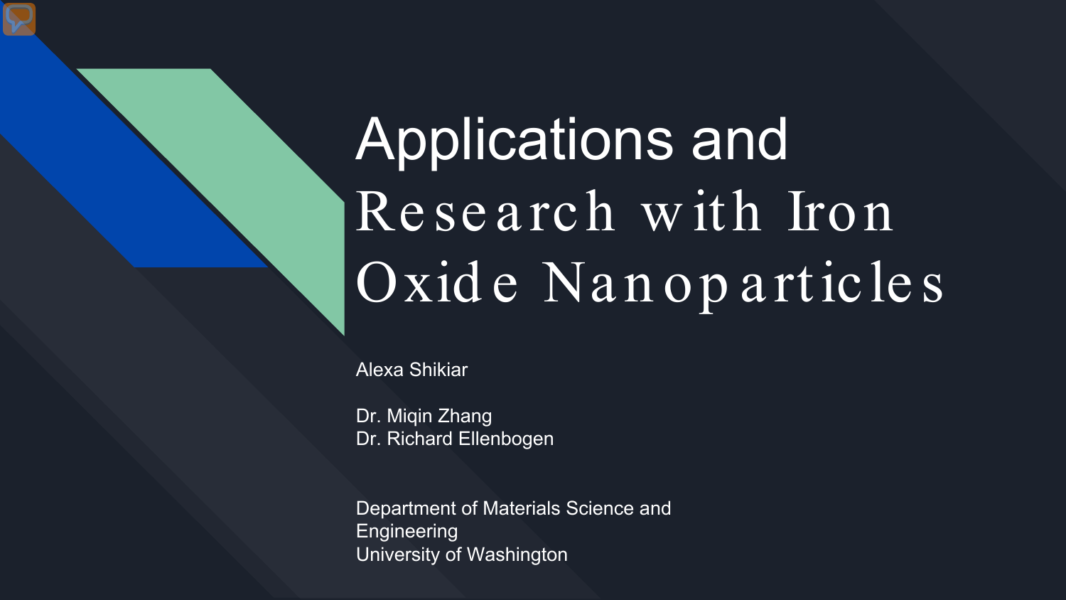# Applications and Research with Iron Oxide Nanoparticles

Alexa Shikiar

Dr. Miqin Zhang
Dr. Richard Ellenbogen

Department of Materials Science and Engineering
University of Washington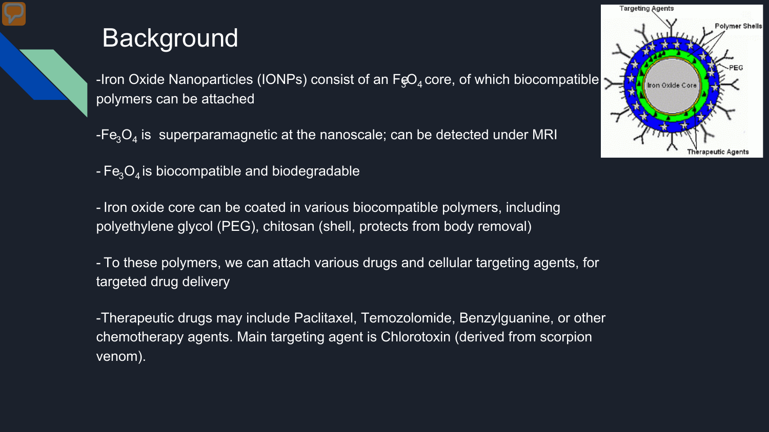# Background

-Iron Oxide Nanoparticles (IONPs) consist of an $Fe_3O_4$ core, of which biocompatible polymers can be attached

-$Fe_3O_4$ is superparamagnetic at the nanoscale; can be detected under MRI

- $Fe_3O_4$ is biocompatible and biodegradable

- Iron oxide core can be coated in various biocompatible polymers, including polyethylene glycol (PEG), chitosan (shell, protects from body removal)

- To these polymers, we can attach various drugs and cellular targeting agents, for targeted drug delivery

-Therapeutic drugs may include Paclitaxel, Temozolomide, Benzylguanine, or other chemotherapy agents. Main targeting agent is Chlorotoxin (derived from scorpion venom).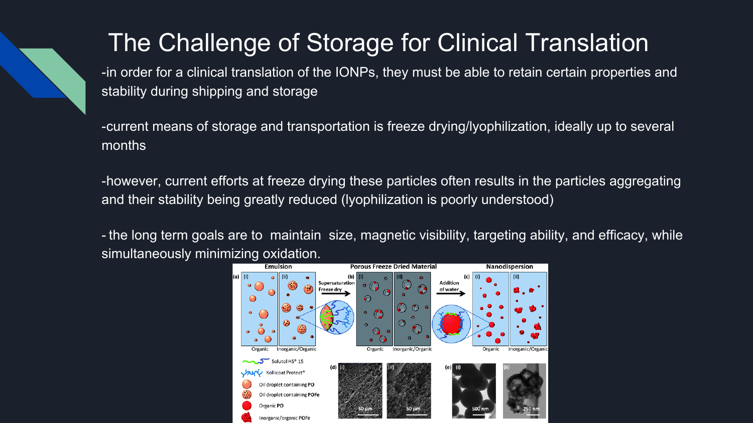# The Challenge of Storage for Clinical Translation

-in order for a clinical translation of the IONPs, they must be able to retain certain properties and stability during shipping and storage

-current means of storage and transportation is freeze drying/lyophilization, ideally up to several months

-however, current efforts at freeze drying these particles often results in the particles aggregating and their stability being greatly reduced (lyophilization is poorly understood)

- the long term goals are to maintain size, magnetic visibility, targeting ability, and efficacy, while simultaneously minimizing oxidation.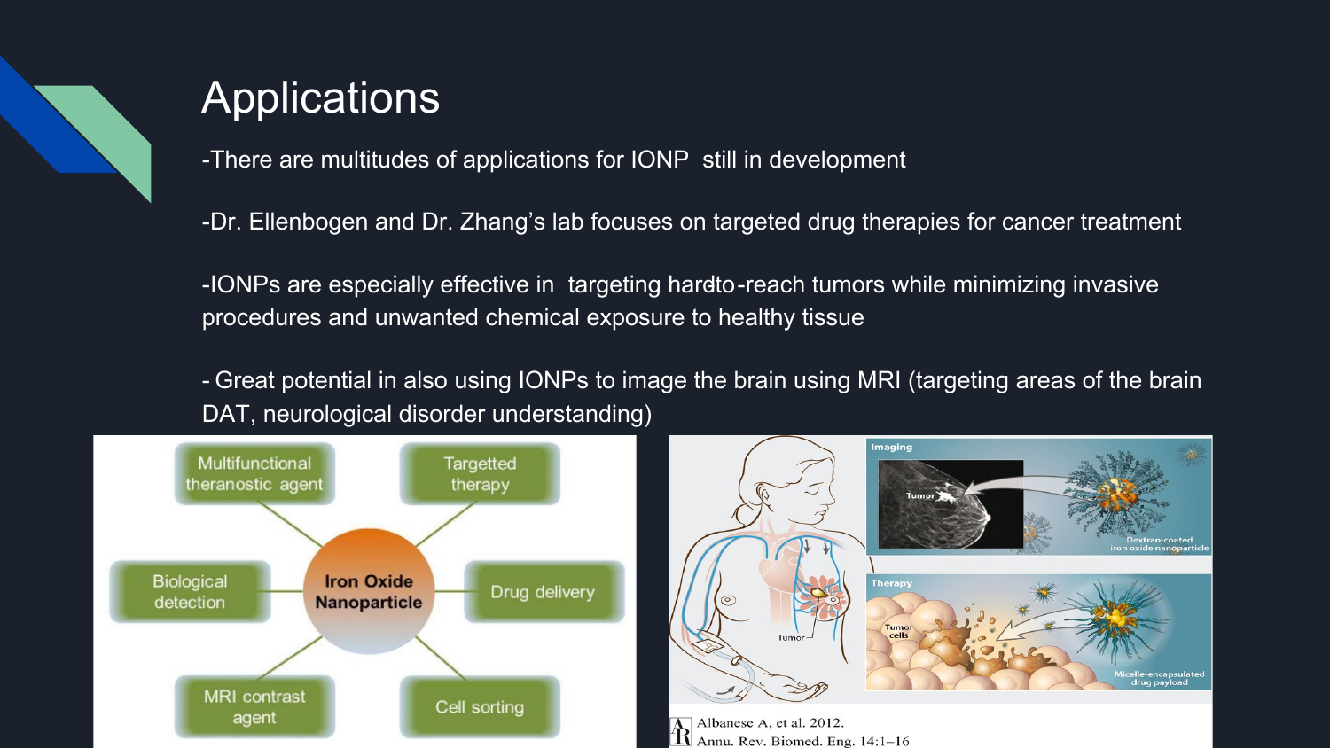# Applications

-There are multitudes of applications for IONP still in development

-Dr. Ellenbogen and Dr. Zhang's lab focuses on targeted drug therapies for cancer treatment

-IONPs are especially effective in targeting hardto-reach tumors while minimizing invasive procedures and unwanted chemical exposure to healthy tissue

- Great potential in also using IONPs to image the brain using MRI (targeting areas of the brain DAT, neurological disorder understanding)

Multifunctional theranostic agent

Targetted therapy

Biological detection

Iron Oxide Nanoparticle

Drug delivery

MRI contrast agent

Cell sorting

Imaging

Tumor

Dextran-coated iron oxide nanoparticle

Therapy

Tumor cells

Micelle-encapsulated drug payload

Tumor

Albanese A, et al. 2012.
Annu. Rev. Biomed. Eng. 14:1–16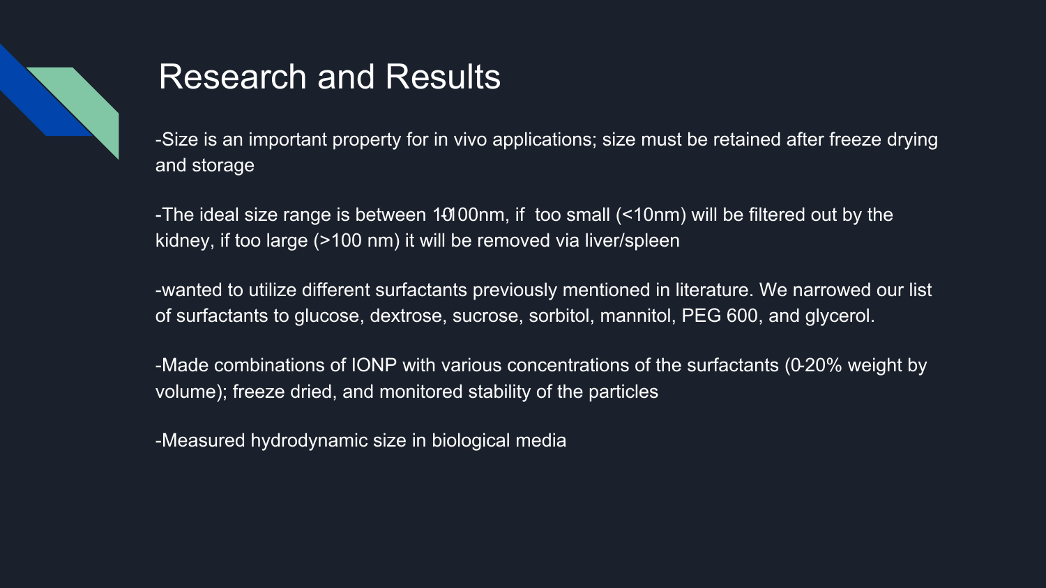# Research and Results

-Size is an important property for in vivo applications; size must be retained after freeze drying and storage

-The ideal size range is between 10-100nm, if too small (<10nm) will be filtered out by the kidney, if too large (>100 nm) it will be removed via liver/spleen

-wanted to utilize different surfactants previously mentioned in literature. We narrowed our list of surfactants to glucose, dextrose, sucrose, sorbitol, mannitol, PEG 600, and glycerol.

-Made combinations of IONP with various concentrations of the surfactants (0-20% weight by volume); freeze dried, and monitored stability of the particles

-Measured hydrodynamic size in biological media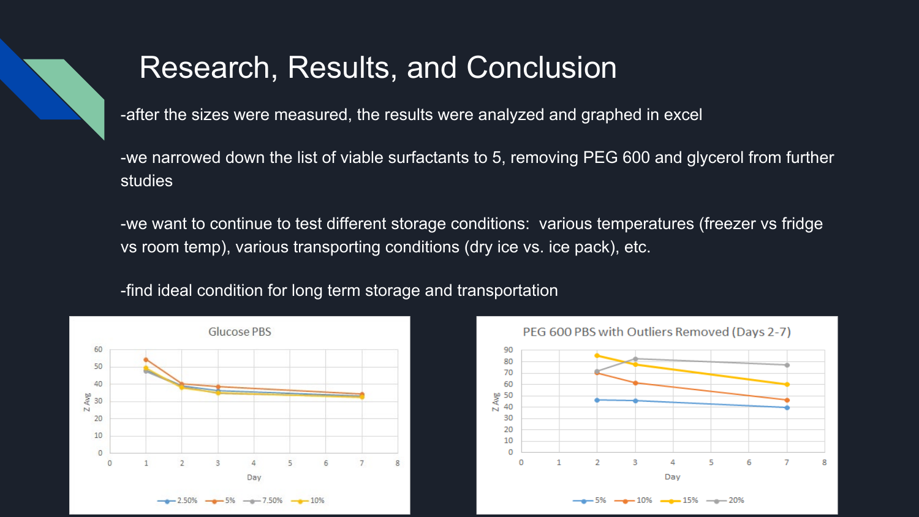# Research, Results, and Conclusion

-after the sizes were measured, the results were analyzed and graphed in excel

-we narrowed down the list of viable surfactants to 5, removing PEG 600 and glycerol from further studies

-we want to continue to test different storage conditions:  various temperatures (freezer vs fridge vs room temp), various transporting conditions (dry ice vs. ice pack), etc.

-find ideal condition for long term storage and transportation

Glucose PBS

PEG 600 PBS with Outliers Removed (Days 2-7)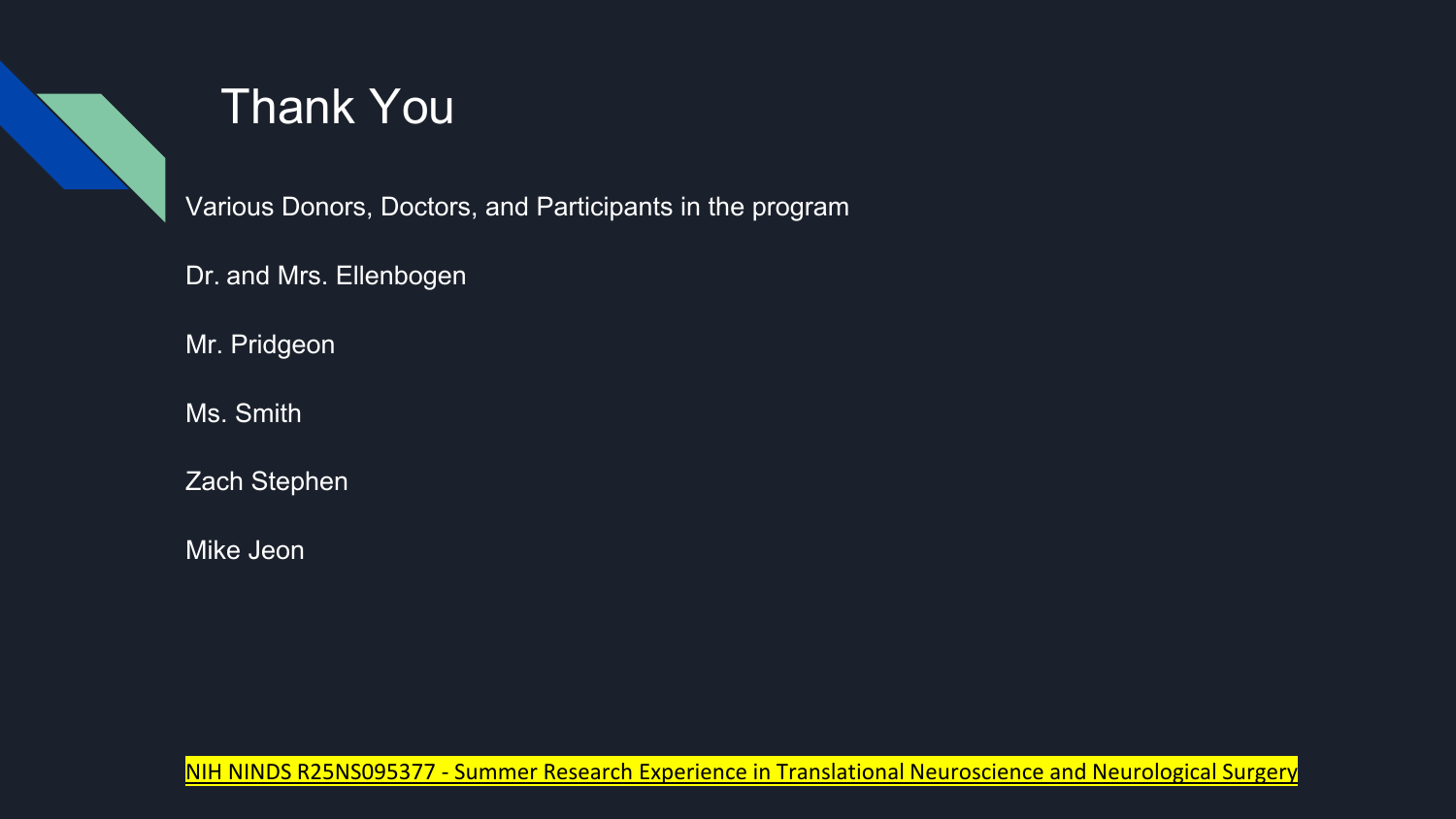# Thank You

Various Donors, Doctors, and Participants in the program

Dr. and Mrs. Ellenbogen

Mr. Pridgeon

Ms. Smith

Zach Stephen

Mike Jeon

NIH NINDS R25NS095377 - Summer Research Experience in Translational Neuroscience and Neurological Surgery